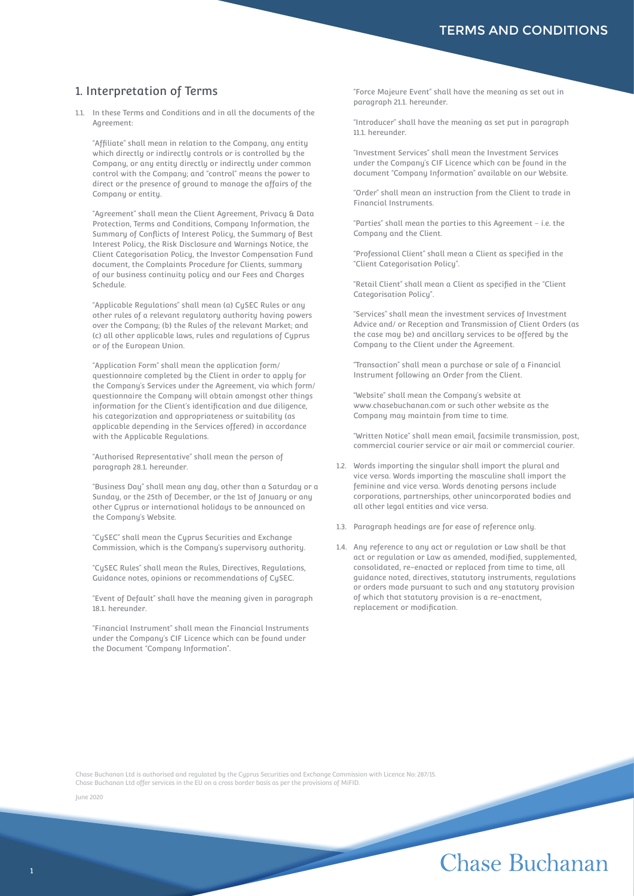# TERMS AND CONDITIONS

## 1. Interpretation of Terms

1.1. In these Terms and Conditions and in all the documents of the Agreement:

"Affiliate" shall mean in relation to the Company, any entity which directly or indirectly controls or is controlled by the Company, or any entity directly or indirectly under common control with the Company; and "control" means the power to direct or the presence of ground to manage the affairs of the Company or entity.

"Agreement" shall mean the Client Agreement, Privacy & Data Protection, Terms and Conditions, Company Information, the Summary of Conflicts of Interest Policy, the Summary of Best Interest Policy, the Risk Disclosure and Warnings Notice, the Client Categorisation Policy, the Investor Compensation Fund document, the Complaints Procedure for Clients, summary of our business continuity policy and our Fees and Charges Schedule.

"Applicable Regulations" shall mean (a) CySEC Rules or any other rules of a relevant regulatory authority having powers over the Company; (b) the Rules of the relevant Market; and (c) all other applicable laws, rules and regulations of Cyprus or of the European Union.

"Application Form" shall mean the application form/ questionnaire completed by the Client in order to apply for the Company's Services under the Agreement, via which form/ questionnaire the Company will obtain amongst other things information for the Client's identification and due diligence, his categorization and appropriateness or suitability (as applicable depending in the Services offered) in accordance with the Applicable Regulations.

"Authorised Representative" shall mean the person of paragraph 28.1. hereunder.

"Business Day" shall mean any day, other than a Saturday or a Sunday, or the 25th of December, or the 1st of January or any other Cyprus or international holidays to be announced on the Company's Website.

"CySEC" shall mean the Cyprus Securities and Exchange Commission, which is the Company's supervisory authority.

"CySEC Rules" shall mean the Rules, Directives, Regulations, Guidance notes, opinions or recommendations of CySEC.

"Event of Default" shall have the meaning given in paragraph 18.1. hereunder.

"Financial Instrument" shall mean the Financial Instruments under the Company's CIF Licence which can be found under the Document "Company Information".

"Force Majeure Event" shall have the meaning as set out in paragraph 21.1. hereunder.

"Introducer" shall have the meaning as set put in paragraph 11.1. hereunder.

"Investment Services" shall mean the Investment Services under the Company's CIF Licence which can be found in the document "Company Information" available on our Website.

"Order" shall mean an instruction from the Client to trade in Financial Instruments.

"Parties" shall mean the parties to this Agreement – i.e. the Company and the Client.

"Professional Client" shall mean a Client as specified in the "Client Categorisation Policy".

"Retail Client" shall mean a Client as specified in the "Client Categorisation Policy".

"Services" shall mean the investment services of Investment Advice and/ or Reception and Transmission of Client Orders (as the case may be) and ancillary services to be offered by the Company to the Client under the Agreement.

"Transaction" shall mean a purchase or sale of a Financial Instrument following an Order from the Client.

"Website" shall mean the Company's website at www.chasebuchanan.com or such other website as the Company may maintain from time to time.

"Written Notice" shall mean email, facsimile transmission, post, commercial courier service or air mail or commercial courier.

1.2. Words importing the singular shall import the plural and vice versa. Words importing the masculine shall import the feminine and vice versa. Words denoting persons include corporations, partnerships, other unincorporated bodies and all other legal entities and vice versa.

1.3. Paragraph headings are for ease of reference only.

1.4. Any reference to any act or regulation or Law shall be that act or regulation or Law as amended, modified, supplemented, consolidated, re-enacted or replaced from time to time, all guidance noted, directives, statutory instruments, regulations or orders made pursuant to such and any statutory provision of which that statutory provision is a re-enactment, replacement or modification.

Chase Buchanan Ltd is authorised and regulated by the Cyprus Securities and Exchange Commission with Licence No: 287/15.
Chase Buchanan Ltd offer services in the EU on a cross border basis as per the provisions of MiFID.

June 2020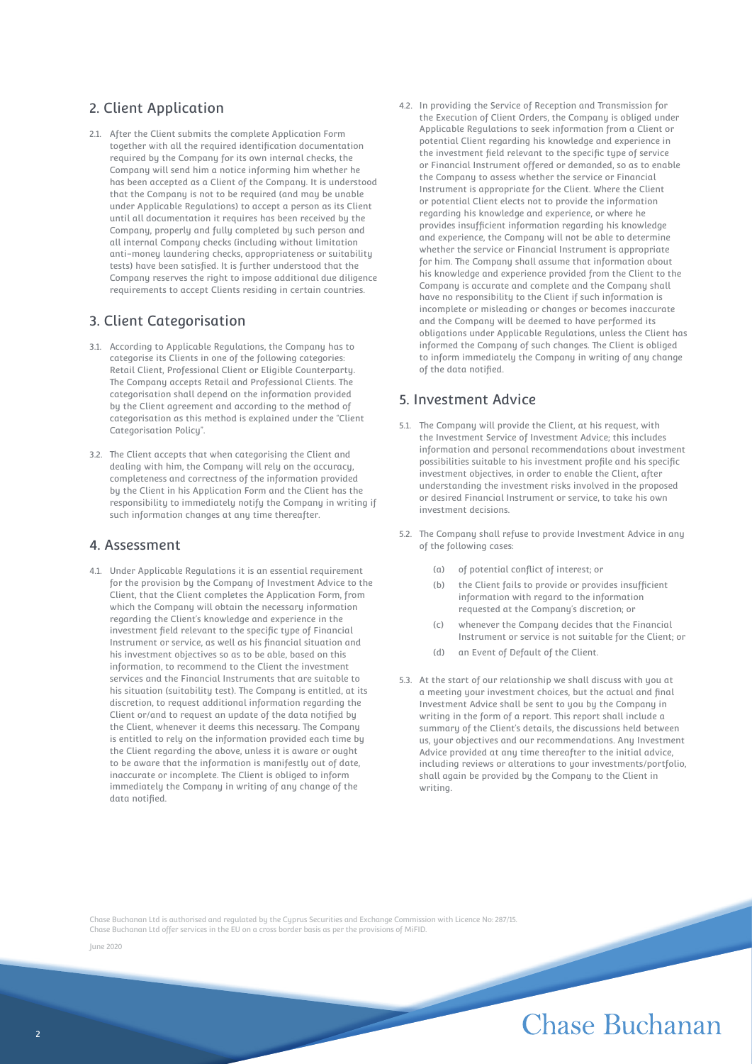## 2. Client Application

2.1. After the Client submits the complete Application Form together with all the required identification documentation required by the Company for its own internal checks, the Company will send him a notice informing him whether he has been accepted as a Client of the Company. It is understood that the Company is not to be required (and may be unable under Applicable Regulations) to accept a person as its Client until all documentation it requires has been received by the Company, properly and fully completed by such person and all internal Company checks (including without limitation anti-money laundering checks, appropriateness or suitability tests) have been satisfied. It is further understood that the Company reserves the right to impose additional due diligence requirements to accept Clients residing in certain countries.

## 3. Client Categorisation

3.1. According to Applicable Regulations, the Company has to categorise its Clients in one of the following categories: Retail Client, Professional Client or Eligible Counterparty. The Company accepts Retail and Professional Clients. The categorisation shall depend on the information provided by the Client agreement and according to the method of categorisation as this method is explained under the "Client Categorisation Policy".

3.2. The Client accepts that when categorising the Client and dealing with him, the Company will rely on the accuracy, completeness and correctness of the information provided by the Client in his Application Form and the Client has the responsibility to immediately notify the Company in writing if such information changes at any time thereafter.

## 4. Assessment

4.1. Under Applicable Regulations it is an essential requirement for the provision by the Company of Investment Advice to the Client, that the Client completes the Application Form, from which the Company will obtain the necessary information regarding the Client's knowledge and experience in the investment field relevant to the specific type of Financial Instrument or service, as well as his financial situation and his investment objectives so as to be able, based on this information, to recommend to the Client the investment services and the Financial Instruments that are suitable to his situation (suitability test). The Company is entitled, at its discretion, to request additional information regarding the Client or/and to request an update of the data notified by the Client, whenever it deems this necessary. The Company is entitled to rely on the information provided each time by the Client regarding the above, unless it is aware or ought to be aware that the information is manifestly out of date, inaccurate or incomplete. The Client is obliged to inform immediately the Company in writing of any change of the data notified.

4.2. In providing the Service of Reception and Transmission for the Execution of Client Orders, the Company is obliged under Applicable Regulations to seek information from a Client or potential Client regarding his knowledge and experience in the investment field relevant to the specific type of service or Financial Instrument offered or demanded, so as to enable the Company to assess whether the service or Financial Instrument is appropriate for the Client. Where the Client or potential Client elects not to provide the information regarding his knowledge and experience, or where he provides insufficient information regarding his knowledge and experience, the Company will not be able to determine whether the service or Financial Instrument is appropriate for him. The Company shall assume that information about his knowledge and experience provided from the Client to the Company is accurate and complete and the Company shall have no responsibility to the Client if such information is incomplete or misleading or changes or becomes inaccurate and the Company will be deemed to have performed its obligations under Applicable Regulations, unless the Client has informed the Company of such changes. The Client is obliged to inform immediately the Company in writing of any change of the data notified.

## 5. Investment Advice

5.1. The Company will provide the Client, at his request, with the Investment Service of Investment Advice; this includes information and personal recommendations about investment possibilities suitable to his investment profile and his specific investment objectives, in order to enable the Client, after understanding the investment risks involved in the proposed or desired Financial Instrument or service, to take his own investment decisions.

5.2. The Company shall refuse to provide Investment Advice in any of the following cases:

- (a) of potential conflict of interest; or
- (b) the Client fails to provide or provides insufficient information with regard to the information requested at the Company's discretion; or
- (c) whenever the Company decides that the Financial Instrument or service is not suitable for the Client; or
- (d) an Event of Default of the Client.

5.3. At the start of our relationship we shall discuss with you at a meeting your investment choices, but the actual and final Investment Advice shall be sent to you by the Company in writing in the form of a report. This report shall include a summary of the Client's details, the discussions held between us, your objectives and our recommendations. Any Investment Advice provided at any time thereafter to the initial advice, including reviews or alterations to your investments/portfolio, shall again be provided by the Company to the Client in writing.

Chase Buchanan Ltd is authorised and regulated by the Cyprus Securities and Exchange Commission with Licence No: 287/15.
Chase Buchanan Ltd offer services in the EU on a cross border basis as per the provisions of MiFID.

June 2020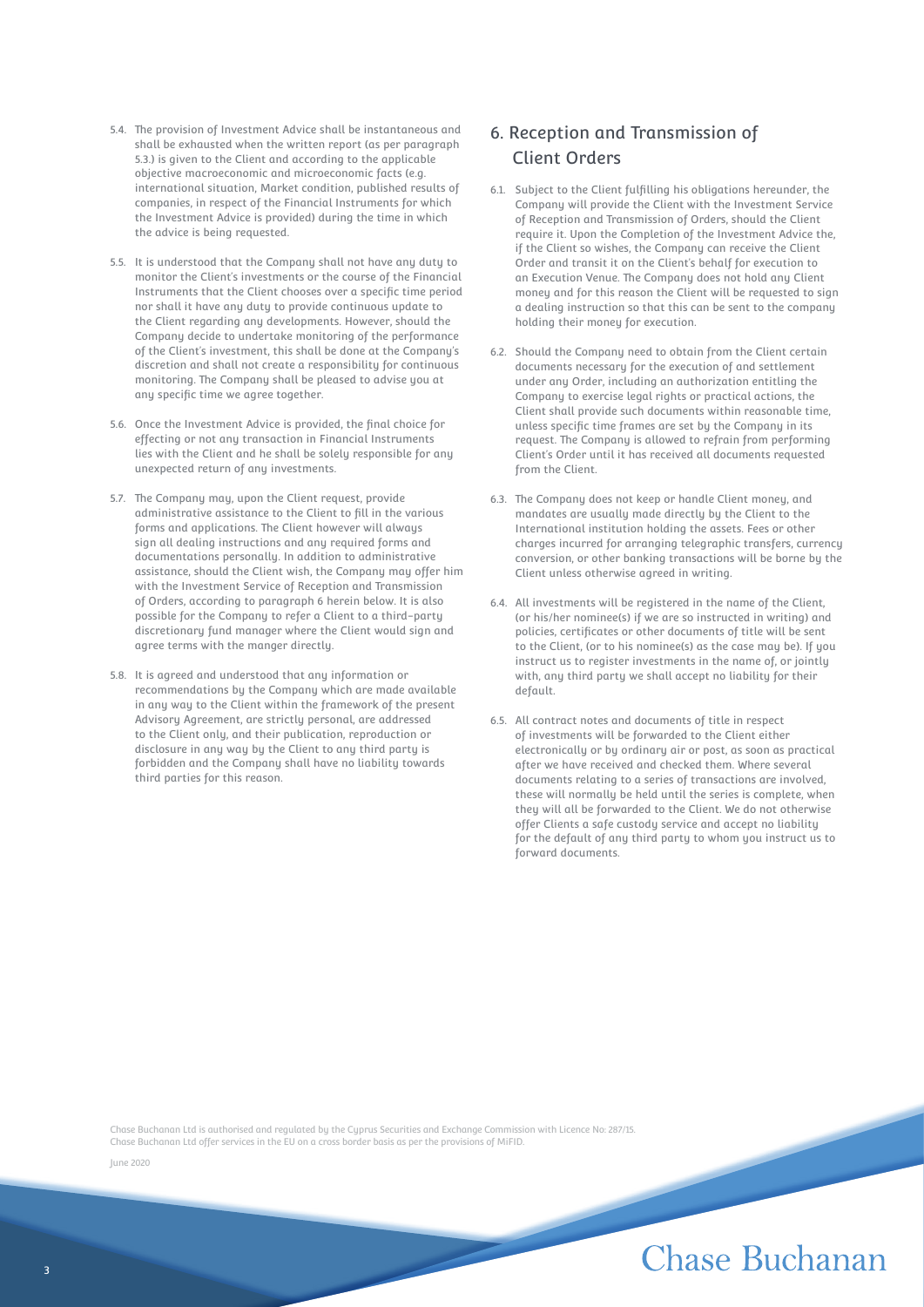5.4. The provision of Investment Advice shall be instantaneous and shall be exhausted when the written report (as per paragraph 5.3.) is given to the Client and according to the applicable objective macroeconomic and microeconomic facts (e.g. international situation, Market condition, published results of companies, in respect of the Financial Instruments for which the Investment Advice is provided) during the time in which the advice is being requested.

5.5. It is understood that the Company shall not have any duty to monitor the Client's investments or the course of the Financial Instruments that the Client chooses over a specific time period nor shall it have any duty to provide continuous update to the Client regarding any developments. However, should the Company decide to undertake monitoring of the performance of the Client's investment, this shall be done at the Company's discretion and shall not create a responsibility for continuous monitoring. The Company shall be pleased to advise you at any specific time we agree together.

5.6. Once the Investment Advice is provided, the final choice for effecting or not any transaction in Financial Instruments lies with the Client and he shall be solely responsible for any unexpected return of any investments.

5.7. The Company may, upon the Client request, provide administrative assistance to the Client to fill in the various forms and applications. The Client however will always sign all dealing instructions and any required forms and documentations personally. In addition to administrative assistance, should the Client wish, the Company may offer him with the Investment Service of Reception and Transmission of Orders, according to paragraph 6 herein below. It is also possible for the Company to refer a Client to a third-party discretionary fund manager where the Client would sign and agree terms with the manger directly.

5.8. It is agreed and understood that any information or recommendations by the Company which are made available in any way to the Client within the framework of the present Advisory Agreement, are strictly personal, are addressed to the Client only, and their publication, reproduction or disclosure in any way by the Client to any third party is forbidden and the Company shall have no liability towards third parties for this reason.

## 6. Reception and Transmission of Client Orders

6.1. Subject to the Client fulfilling his obligations hereunder, the Company will provide the Client with the Investment Service of Reception and Transmission of Orders, should the Client require it. Upon the Completion of the Investment Advice the, if the Client so wishes, the Company can receive the Client Order and transit it on the Client's behalf for execution to an Execution Venue. The Company does not hold any Client money and for this reason the Client will be requested to sign a dealing instruction so that this can be sent to the company holding their money for execution.

6.2. Should the Company need to obtain from the Client certain documents necessary for the execution of and settlement under any Order, including an authorization entitling the Company to exercise legal rights or practical actions, the Client shall provide such documents within reasonable time, unless specific time frames are set by the Company in its request. The Company is allowed to refrain from performing Client's Order until it has received all documents requested from the Client.

6.3. The Company does not keep or handle Client money, and mandates are usually made directly by the Client to the International institution holding the assets. Fees or other charges incurred for arranging telegraphic transfers, currency conversion, or other banking transactions will be borne by the Client unless otherwise agreed in writing.

6.4. All investments will be registered in the name of the Client, (or his/her nominee(s) if we are so instructed in writing) and policies, certificates or other documents of title will be sent to the Client, (or to his nominee(s) as the case may be). If you instruct us to register investments in the name of, or jointly with, any third party we shall accept no liability for their default.

6.5. All contract notes and documents of title in respect of investments will be forwarded to the Client either electronically or by ordinary air or post, as soon as practical after we have received and checked them. Where several documents relating to a series of transactions are involved, these will normally be held until the series is complete, when they will all be forwarded to the Client. We do not otherwise offer Clients a safe custody service and accept no liability for the default of any third party to whom you instruct us to forward documents.

Chase Buchanan Ltd is authorised and regulated by the Cyprus Securities and Exchange Commission with Licence No: 287/15.
Chase Buchanan Ltd offer services in the EU on a cross border basis as per the provisions of MiFID.

June 2020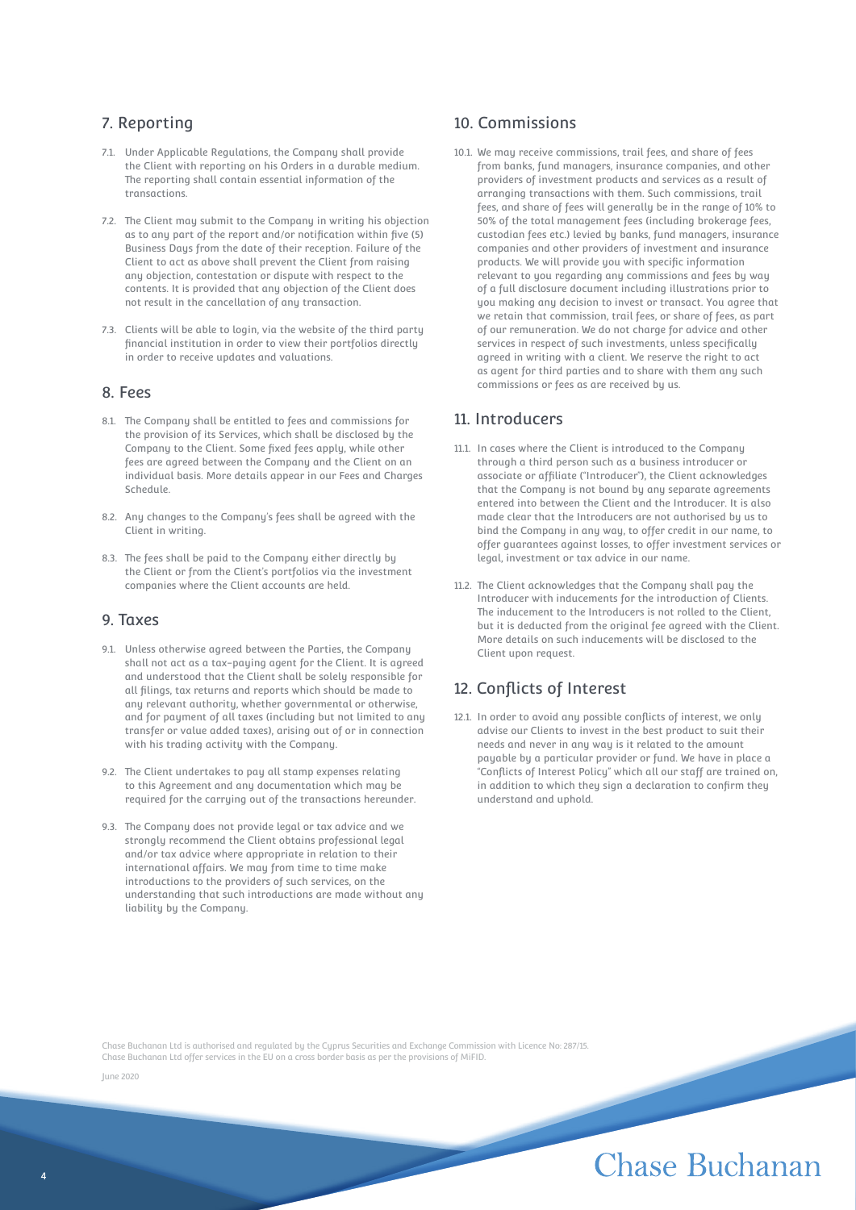## 7. Reporting

7.1. Under Applicable Regulations, the Company shall provide the Client with reporting on his Orders in a durable medium. The reporting shall contain essential information of the transactions.

7.2. The Client may submit to the Company in writing his objection as to any part of the report and/or notification within five (5) Business Days from the date of their reception. Failure of the Client to act as above shall prevent the Client from raising any objection, contestation or dispute with respect to the contents. It is provided that any objection of the Client does not result in the cancellation of any transaction.

7.3. Clients will be able to login, via the website of the third party financial institution in order to view their portfolios directly in order to receive updates and valuations.

## 8. Fees

8.1. The Company shall be entitled to fees and commissions for the provision of its Services, which shall be disclosed by the Company to the Client. Some fixed fees apply, while other fees are agreed between the Company and the Client on an individual basis. More details appear in our Fees and Charges Schedule.

8.2. Any changes to the Company's fees shall be agreed with the Client in writing.

8.3. The fees shall be paid to the Company either directly by the Client or from the Client's portfolios via the investment companies where the Client accounts are held.

## 9. Taxes

9.1. Unless otherwise agreed between the Parties, the Company shall not act as a tax-paying agent for the Client. It is agreed and understood that the Client shall be solely responsible for all filings, tax returns and reports which should be made to any relevant authority, whether governmental or otherwise, and for payment of all taxes (including but not limited to any transfer or value added taxes), arising out of or in connection with his trading activity with the Company.

9.2. The Client undertakes to pay all stamp expenses relating to this Agreement and any documentation which may be required for the carrying out of the transactions hereunder.

9.3. The Company does not provide legal or tax advice and we strongly recommend the Client obtains professional legal and/or tax advice where appropriate in relation to their international affairs. We may from time to time make introductions to the providers of such services, on the understanding that such introductions are made without any liability by the Company.

## 10. Commissions

10.1. We may receive commissions, trail fees, and share of fees from banks, fund managers, insurance companies, and other providers of investment products and services as a result of arranging transactions with them. Such commissions, trail fees, and share of fees will generally be in the range of 10% to 50% of the total management fees (including brokerage fees, custodian fees etc.) levied by banks, fund managers, insurance companies and other providers of investment and insurance products. We will provide you with specific information relevant to you regarding any commissions and fees by way of a full disclosure document including illustrations prior to you making any decision to invest or transact. You agree that we retain that commission, trail fees, or share of fees, as part of our remuneration. We do not charge for advice and other services in respect of such investments, unless specifically agreed in writing with a client. We reserve the right to act as agent for third parties and to share with them any such commissions or fees as are received by us.

## 11. Introducers

11.1. In cases where the Client is introduced to the Company through a third person such as a business introducer or associate or affiliate ("Introducer"), the Client acknowledges that the Company is not bound by any separate agreements entered into between the Client and the Introducer. It is also made clear that the Introducers are not authorised by us to bind the Company in any way, to offer credit in our name, to offer guarantees against losses, to offer investment services or legal, investment or tax advice in our name.

11.2. The Client acknowledges that the Company shall pay the Introducer with inducements for the introduction of Clients. The inducement to the Introducers is not rolled to the Client, but it is deducted from the original fee agreed with the Client. More details on such inducements will be disclosed to the Client upon request.

## 12. Conflicts of Interest

12.1. In order to avoid any possible conflicts of interest, we only advise our Clients to invest in the best product to suit their needs and never in any way is it related to the amount payable by a particular provider or fund. We have in place a "Conflicts of Interest Policy" which all our staff are trained on, in addition to which they sign a declaration to confirm they understand and uphold.

Chase Buchanan Ltd is authorised and regulated by the Cyprus Securities and Exchange Commission with Licence No: 287/15.
Chase Buchanan Ltd offer services in the EU on a cross border basis as per the provisions of MiFID.

June 2020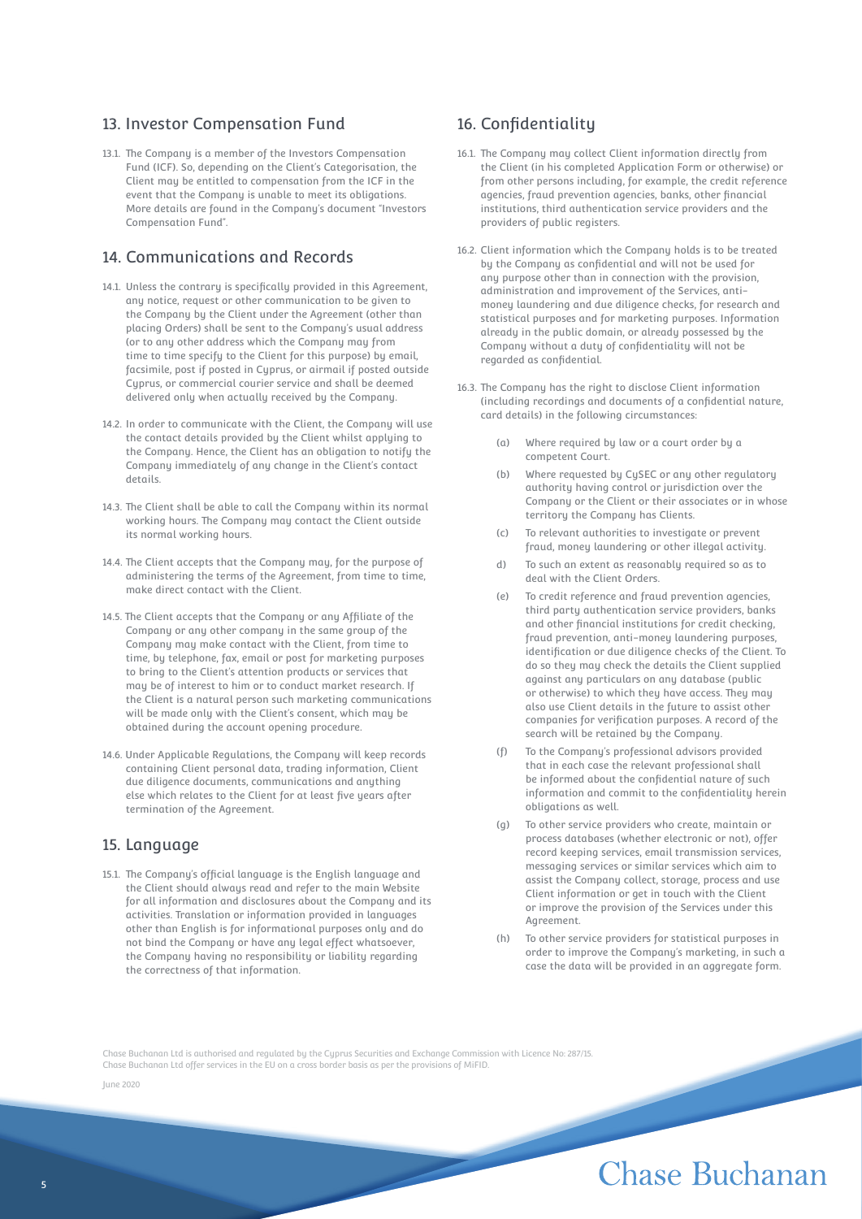## 13. Investor Compensation Fund

13.1. The Company is a member of the Investors Compensation Fund (ICF). So, depending on the Client's Categorisation, the Client may be entitled to compensation from the ICF in the event that the Company is unable to meet its obligations. More details are found in the Company's document "Investors Compensation Fund".

## 14. Communications and Records

14.1. Unless the contrary is specifically provided in this Agreement, any notice, request or other communication to be given to the Company by the Client under the Agreement (other than placing Orders) shall be sent to the Company's usual address (or to any other address which the Company may from time to time specify to the Client for this purpose) by email, facsimile, post if posted in Cyprus, or airmail if posted outside Cyprus, or commercial courier service and shall be deemed delivered only when actually received by the Company.

14.2. In order to communicate with the Client, the Company will use the contact details provided by the Client whilst applying to the Company. Hence, the Client has an obligation to notify the Company immediately of any change in the Client's contact details.

14.3. The Client shall be able to call the Company within its normal working hours. The Company may contact the Client outside its normal working hours.

14.4. The Client accepts that the Company may, for the purpose of administering the terms of the Agreement, from time to time, make direct contact with the Client.

14.5. The Client accepts that the Company or any Affiliate of the Company or any other company in the same group of the Company may make contact with the Client, from time to time, by telephone, fax, email or post for marketing purposes to bring to the Client's attention products or services that may be of interest to him or to conduct market research. If the Client is a natural person such marketing communications will be made only with the Client's consent, which may be obtained during the account opening procedure.

14.6. Under Applicable Regulations, the Company will keep records containing Client personal data, trading information, Client due diligence documents, communications and anything else which relates to the Client for at least five years after termination of the Agreement.

## 15. Language

15.1. The Company's official language is the English language and the Client should always read and refer to the main Website for all information and disclosures about the Company and its activities. Translation or information provided in languages other than English is for informational purposes only and do not bind the Company or have any legal effect whatsoever, the Company having no responsibility or liability regarding the correctness of that information.

## 16. Confidentiality

16.1. The Company may collect Client information directly from the Client (in his completed Application Form or otherwise) or from other persons including, for example, the credit reference agencies, fraud prevention agencies, banks, other financial institutions, third authentication service providers and the providers of public registers.

16.2. Client information which the Company holds is to be treated by the Company as confidential and will not be used for any purpose other than in connection with the provision, administration and improvement of the Services, anti-money laundering and due diligence checks, for research and statistical purposes and for marketing purposes. Information already in the public domain, or already possessed by the Company without a duty of confidentiality will not be regarded as confidential.

16.3. The Company has the right to disclose Client information (including recordings and documents of a confidential nature, card details) in the following circumstances:

- (a) Where required by law or a court order by a competent Court.
- (b) Where requested by CySEC or any other regulatory authority having control or jurisdiction over the Company or the Client or their associates or in whose territory the Company has Clients.
- (c) To relevant authorities to investigate or prevent fraud, money laundering or other illegal activity.
- d) To such an extent as reasonably required so as to deal with the Client Orders.
- (e) To credit reference and fraud prevention agencies, third party authentication service providers, banks and other financial institutions for credit checking, fraud prevention, anti-money laundering purposes, identification or due diligence checks of the Client. To do so they may check the details the Client supplied against any particulars on any database (public or otherwise) to which they have access. They may also use Client details in the future to assist other companies for verification purposes. A record of the search will be retained by the Company.
- (f) To the Company's professional advisors provided that in each case the relevant professional shall be informed about the confidential nature of such information and commit to the confidentiality herein obligations as well.
- (g) To other service providers who create, maintain or process databases (whether electronic or not), offer record keeping services, email transmission services, messaging services or similar services which aim to assist the Company collect, storage, process and use Client information or get in touch with the Client or improve the provision of the Services under this Agreement.
- (h) To other service providers for statistical purposes in order to improve the Company's marketing, in such a case the data will be provided in an aggregate form.

Chase Buchanan Ltd is authorised and regulated by the Cyprus Securities and Exchange Commission with Licence No: 287/15.
Chase Buchanan Ltd offer services in the EU on a cross border basis as per the provisions of MiFID.

June 2020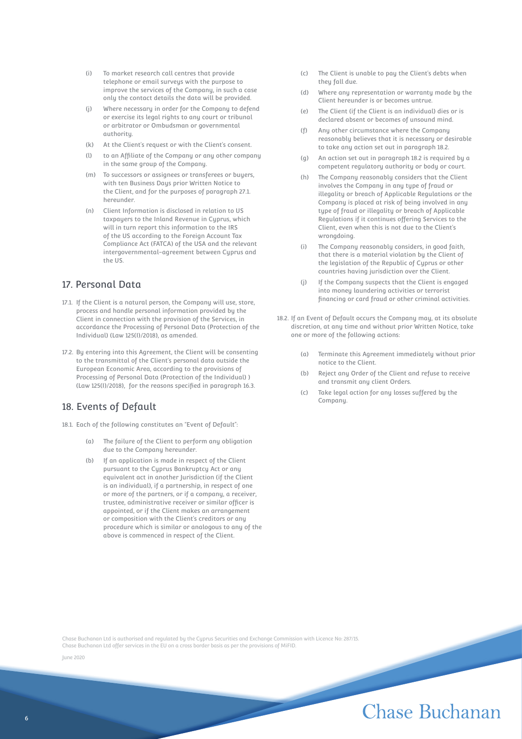(i) To market research call centres that provide telephone or email surveys with the purpose to improve the services of the Company, in such a case only the contact details the data will be provided.

(j) Where necessary in order for the Company to defend or exercise its legal rights to any court or tribunal or arbitrator or Ombudsman or governmental authority.

(k) At the Client's request or with the Client's consent.

(l) to an Affiliate of the Company or any other company in the same group of the Company.

(m) To successors or assignees or transferees or buyers, with ten Business Days prior Written Notice to the Client, and for the purposes of paragraph 27.1. hereunder.

(n) Client Information is disclosed in relation to US taxpayers to the Inland Revenue in Cyprus, which will in turn report this information to the IRS of the US according to the Foreign Account Tax Compliance Act (FATCA) of the USA and the relevant intergovernmental-agreement between Cyprus and the US.

## 17. Personal Data

17.1. If the Client is a natural person, the Company will use, store, process and handle personal information provided by the Client in connection with the provision of the Services, in accordance the Processing of Personal Data (Protection of the Individual) (Law 125(I)/2018), as amended.

17.2. By entering into this Agreement, the Client will be consenting to the transmittal of the Client's personal data outside the European Economic Area, according to the provisions of Processing of Personal Data (Protection of the Individual) ) (Law 125(I)/2018), for the reasons specified in paragraph 16.3.

## 18. Events of Default

18.1. Each of the following constitutes an "Event of Default":

(a) The failure of the Client to perform any obligation due to the Company hereunder.

(b) If an application is made in respect of the Client pursuant to the Cyprus Bankruptcy Act or any equivalent act in another Jurisdiction (if the Client is an individual), if a partnership, in respect of one or more of the partners, or if a company, a receiver, trustee, administrative receiver or similar officer is appointed, or if the Client makes an arrangement or composition with the Client's creditors or any procedure which is similar or analogous to any of the above is commenced in respect of the Client.

(c) The Client is unable to pay the Client's debts when they fall due.

(d) Where any representation or warranty made by the Client hereunder is or becomes untrue.

(e) The Client (if the Client is an individual) dies or is declared absent or becomes of unsound mind.

(f) Any other circumstance where the Company reasonably believes that it is necessary or desirable to take any action set out in paragraph 18.2.

(g) An action set out in paragraph 18.2 is required by a competent regulatory authority or body or court.

(h) The Company reasonably considers that the Client involves the Company in any type of fraud or illegality or breach of Applicable Regulations or the Company is placed at risk of being involved in any type of fraud or illegality or breach of Applicable Regulations if it continues offering Services to the Client, even when this is not due to the Client's wrongdoing.

(i) The Company reasonably considers, in good faith, that there is a material violation by the Client of the legislation of the Republic of Cyprus or other countries having jurisdiction over the Client.

(j) If the Company suspects that the Client is engaged into money laundering activities or terrorist financing or card fraud or other criminal activities.

18.2. If an Event of Default occurs the Company may, at its absolute discretion, at any time and without prior Written Notice, take one or more of the following actions:

(a) Terminate this Agreement immediately without prior notice to the Client.

(b) Reject any Order of the Client and refuse to receive and transmit any client Orders.

(c) Take legal action for any losses suffered by the Company.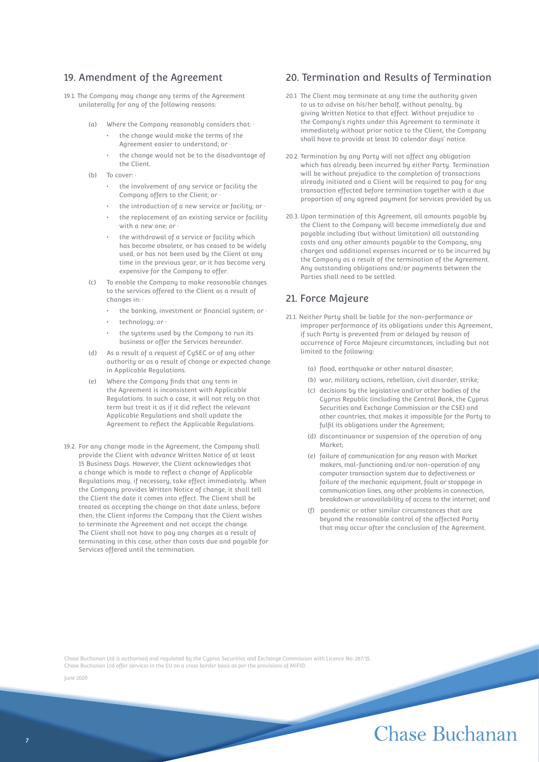## 19. Amendment of the Agreement

19.1. The Company may change any terms of the Agreement unilaterally for any of the following reasons:

(a) Where the Company reasonably considers that: ·
- the change would make the terms of the Agreement easier to understand; or ·
- the change would not be to the disadvantage of the Client.

(b) To cover: ·
- the involvement of any service or facility the Company offers to the Client; or ·
- the introduction of a new service or facility; or ·
- the replacement of an existing service or facility with a new one; or ·
- the withdrawal of a service or facility which has become obsolete, or has ceased to be widely used, or has not been used by the Client at any time in the previous year, or it has become very expensive for the Company to offer.

(c) To enable the Company to make reasonable changes to the services offered to the Client as a result of changes in: ·
- the banking, investment or financial system; or ·
- technology; or ·
- the systems used by the Company to run its business or offer the Services hereunder.

(d) As a result of a request of CySEC or of any other authority or as a result of change or expected change in Applicable Regulations.

(e) Where the Company finds that any term in the Agreement is inconsistent with Applicable Regulations. In such a case, it will not rely on that term but treat it as if it did reflect the relevant Applicable Regulations and shall update the Agreement to reflect the Applicable Regulations.

19.2. For any change made in the Agreement, the Company shall provide the Client with advance Written Notice of at least 15 Business Days. However, the Client acknowledges that a change which is made to reflect a change of Applicable Regulations may, if necessary, take effect immediately. When the Company provides Written Notice of change, it shall tell the Client the date it comes into effect. The Client shall be treated as accepting the change on that date unless, before then, the Client informs the Company that the Client wishes to terminate the Agreement and not accept the change. The Client shall not have to pay any charges as a result of terminating in this case, other than costs due and payable for Services offered until the termination.

## 20. Termination and Results of Termination

20.1 The Client may terminate at any time the authority given to us to advise on his/her behalf, without penalty, by giving Written Notice to that effect. Without prejudice to the Company's rights under this Agreement to terminate it immediately without prior notice to the Client, the Company shall have to provide at least 30 calendar days' notice.

20.2. Termination by any Party will not affect any obligation which has already been incurred by either Party. Termination will be without prejudice to the completion of transactions already initiated and a Client will be required to pay for any transaction effected before termination together with a due proportion of any agreed payment for services provided by us.

20.3. Upon termination of this Agreement, all amounts payable by the Client to the Company will become immediately due and payable including (but without limitation) all outstanding costs and any other amounts payable to the Company, any charges and additional expenses incurred or to be incurred by the Company as a result of the termination of the Agreement. Any outstanding obligations and/or payments between the Parties shall need to be settled.

## 21. Force Majeure

21.1. Neither Party shall be liable for the non-performance or improper performance of its obligations under this Agreement, if such Party is prevented from or delayed by reason of occurrence of Force Majeure circumstances, including but not limited to the following:

(a) flood, earthquake or other natural disaster;

(b) war, military actions, rebellion, civil disorder, strike;

(c) decisions by the legislative and/or other bodies of the Cyprus Republic (including the Central Bank, the Cyprus Securities and Exchange Commission or the CSE) and other countries, that makes it impossible for the Party to fulfil its obligations under the Agreement;

(d) discontinuance or suspension of the operation of any Market;

(e) failure of communication for any reason with Market makers, mal-functioning and/or non-operation of any computer transaction system due to defectiveness or failure of the mechanic equipment, fault or stoppage in communication lines, any other problems in connection, breakdown or unavailability of access to the internet; and

(f) pandemic or other similar circumstances that are beyond the reasonable control of the affected Party that may occur after the conclusion of the Agreement.

Chase Buchanan Ltd is authorised and regulated by the Cyprus Securities and Exchange Commission with Licence No: 287/15.
Chase Buchanan Ltd offer services in the EU on a cross border basis as per the provisions of MiFID.

June 2020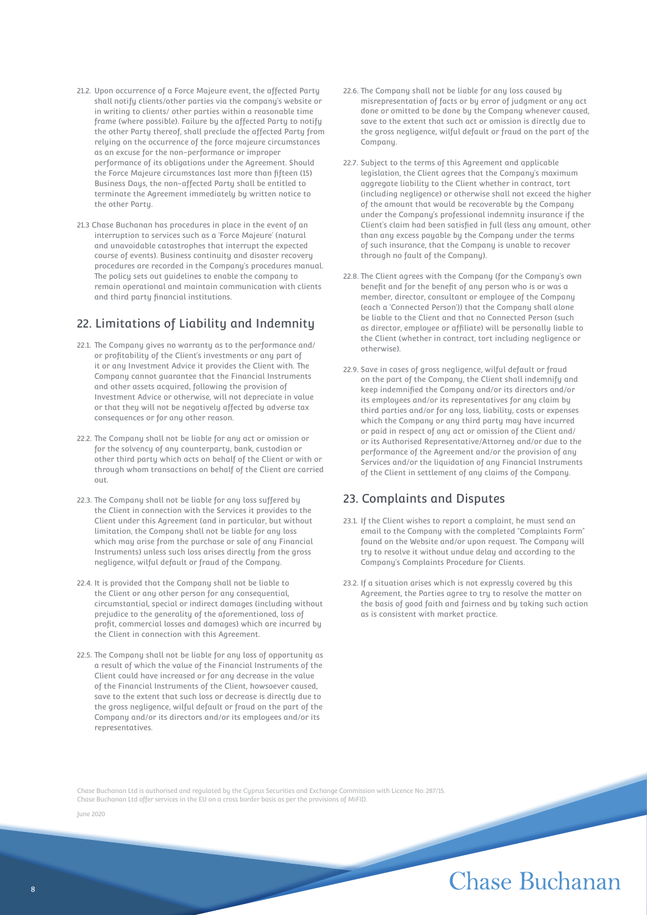21.2. Upon occurrence of a Force Majeure event, the affected Party shall notify clients/other parties via the company's website or in writing to clients/ other parties within a reasonable time frame (where possible). Failure by the affected Party to notify the other Party thereof, shall preclude the affected Party from relying on the occurrence of the force majeure circumstances as an excuse for the non-performance or improper performance of its obligations under the Agreement. Should the Force Majeure circumstances last more than fifteen (15) Business Days, the non-affected Party shall be entitled to terminate the Agreement immediately by written notice to the other Party.

21.3 Chase Buchanan has procedures in place in the event of an interruption to services such as a 'Force Majeure' (natural and unavoidable catastrophes that interrupt the expected course of events). Business continuity and disaster recovery procedures are recorded in the Company's procedures manual. The policy sets out guidelines to enable the company to remain operational and maintain communication with clients and third party financial institutions.

## 22. Limitations of Liability and Indemnity

22.1. The Company gives no warranty as to the performance and/ or profitability of the Client's investments or any part of it or any Investment Advice it provides the Client with. The Company cannot guarantee that the Financial Instruments and other assets acquired, following the provision of Investment Advice or otherwise, will not depreciate in value or that they will not be negatively affected by adverse tax consequences or for any other reason.

22.2. The Company shall not be liable for any act or omission or for the solvency of any counterparty, bank, custodian or other third party which acts on behalf of the Client or with or through whom transactions on behalf of the Client are carried out.

22.3. The Company shall not be liable for any loss suffered by the Client in connection with the Services it provides to the Client under this Agreement (and in particular, but without limitation, the Company shall not be liable for any loss which may arise from the purchase or sale of any Financial Instruments) unless such loss arises directly from the gross negligence, wilful default or fraud of the Company.

22.4. It is provided that the Company shall not be liable to the Client or any other person for any consequential, circumstantial, special or indirect damages (including without prejudice to the generality of the aforementioned, loss of profit, commercial losses and damages) which are incurred by the Client in connection with this Agreement.

22.5. The Company shall not be liable for any loss of opportunity as a result of which the value of the Financial Instruments of the Client could have increased or for any decrease in the value of the Financial Instruments of the Client, howsoever caused, save to the extent that such loss or decrease is directly due to the gross negligence, wilful default or fraud on the part of the Company and/or its directors and/or its employees and/or its representatives.

22.6. The Company shall not be liable for any loss caused by misrepresentation of facts or by error of judgment or any act done or omitted to be done by the Company whenever caused, save to the extent that such act or omission is directly due to the gross negligence, wilful default or fraud on the part of the Company.

22.7. Subject to the terms of this Agreement and applicable legislation, the Client agrees that the Company's maximum aggregate liability to the Client whether in contract, tort (including negligence) or otherwise shall not exceed the higher of the amount that would be recoverable by the Company under the Company's professional indemnity insurance if the Client's claim had been satisfied in full (less any amount, other than any excess payable by the Company under the terms of such insurance, that the Company is unable to recover through no fault of the Company).

22.8. The Client agrees with the Company (for the Company's own benefit and for the benefit of any person who is or was a member, director, consultant or employee of the Company (each a 'Connected Person')) that the Company shall alone be liable to the Client and that no Connected Person (such as director, employee or affiliate) will be personally liable to the Client (whether in contract, tort including negligence or otherwise).

22.9. Save in cases of gross negligence, wilful default or fraud on the part of the Company, the Client shall indemnify and keep indemnified the Company and/or its directors and/or its employees and/or its representatives for any claim by third parties and/or for any loss, liability, costs or expenses which the Company or any third party may have incurred or paid in respect of any act or omission of the Client and/ or its Authorised Representative/Attorney and/or due to the performance of the Agreement and/or the provision of any Services and/or the liquidation of any Financial Instruments of the Client in settlement of any claims of the Company.

## 23. Complaints and Disputes

23.1. If the Client wishes to report a complaint, he must send an email to the Company with the completed "Complaints Form" found on the Website and/or upon request. The Company will try to resolve it without undue delay and according to the Company's Complaints Procedure for Clients.

23.2. If a situation arises which is not expressly covered by this Agreement, the Parties agree to try to resolve the matter on the basis of good faith and fairness and by taking such action as is consistent with market practice.

Chase Buchanan Ltd is authorised and regulated by the Cyprus Securities and Exchange Commission with Licence No: 287/15.
Chase Buchanan Ltd offer services in the EU on a cross border basis as per the provisions of MiFID.

June 2020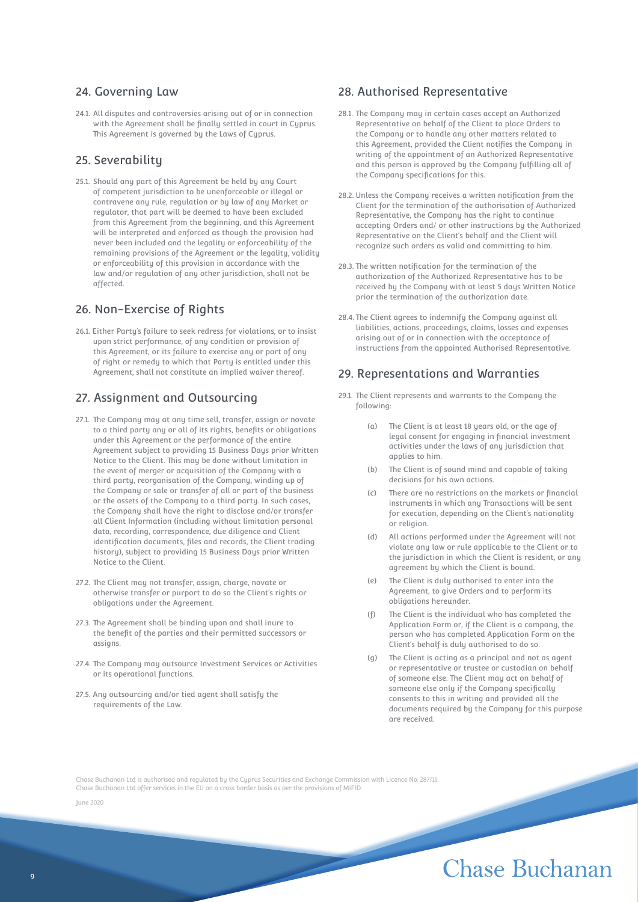## 24. Governing Law

24.1. All disputes and controversies arising out of or in connection with the Agreement shall be finally settled in court in Cyprus. This Agreement is governed by the Laws of Cyprus.

## 25. Severability

25.1. Should any part of this Agreement be held by any Court of competent jurisdiction to be unenforceable or illegal or contravene any rule, regulation or by law of any Market or regulator, that part will be deemed to have been excluded from this Agreement from the beginning, and this Agreement will be interpreted and enforced as though the provision had never been included and the legality or enforceability of the remaining provisions of the Agreement or the legality, validity or enforceability of this provision in accordance with the law and/or regulation of any other jurisdiction, shall not be affected.

## 26. Non-Exercise of Rights

26.1. Either Party's failure to seek redress for violations, or to insist upon strict performance, of any condition or provision of this Agreement, or its failure to exercise any or part of any of right or remedy to which that Party is entitled under this Agreement, shall not constitute an implied waiver thereof.

## 27. Assignment and Outsourcing

27.1. The Company may at any time sell, transfer, assign or novate to a third party any or all of its rights, benefits or obligations under this Agreement or the performance of the entire Agreement subject to providing 15 Business Days prior Written Notice to the Client. This may be done without limitation in the event of merger or acquisition of the Company with a third party, reorganisation of the Company, winding up of the Company or sale or transfer of all or part of the business or the assets of the Company to a third party. In such cases, the Company shall have the right to disclose and/or transfer all Client Information (including without limitation personal data, recording, correspondence, due diligence and Client identification documents, files and records, the Client trading history), subject to providing 15 Business Days prior Written Notice to the Client.

27.2. The Client may not transfer, assign, charge, novate or otherwise transfer or purport to do so the Client's rights or obligations under the Agreement.

27.3. The Agreement shall be binding upon and shall inure to the benefit of the parties and their permitted successors or assigns.

27.4. The Company may outsource Investment Services or Activities or its operational functions.

27.5. Any outsourcing and/or tied agent shall satisfy the requirements of the Law.

## 28. Authorised Representative

28.1. The Company may in certain cases accept an Authorized Representative on behalf of the Client to place Orders to the Company or to handle any other matters related to this Agreement, provided the Client notifies the Company in writing of the appointment of an Authorized Representative and this person is approved by the Company fulfilling all of the Company specifications for this.

28.2. Unless the Company receives a written notification from the Client for the termination of the authorisation of Authorized Representative, the Company has the right to continue accepting Orders and/ or other instructions by the Authorized Representative on the Client's behalf and the Client will recognize such orders as valid and committing to him.

28.3. The written notification for the termination of the authorization of the Authorized Representative has to be received by the Company with at least 5 days Written Notice prior the termination of the authorization date.

28.4. The Client agrees to indemnify the Company against all liabilities, actions, proceedings, claims, losses and expenses arising out of or in connection with the acceptance of instructions from the appointed Authorised Representative.

## 29. Representations and Warranties

29.1. The Client represents and warrants to the Company the following:

(a) The Client is at least 18 years old, or the age of legal consent for engaging in financial investment activities under the laws of any jurisdiction that applies to him.

(b) The Client is of sound mind and capable of taking decisions for his own actions.

(c) There are no restrictions on the markets or financial instruments in which any Transactions will be sent for execution, depending on the Client's nationality or religion.

(d) All actions performed under the Agreement will not violate any law or rule applicable to the Client or to the jurisdiction in which the Client is resident, or any agreement by which the Client is bound.

(e) The Client is duly authorised to enter into the Agreement, to give Orders and to perform its obligations hereunder.

(f) The Client is the individual who has completed the Application Form or, if the Client is a company, the person who has completed Application Form on the Client's behalf is duly authorised to do so.

(g) The Client is acting as a principal and not as agent or representative or trustee or custodian on behalf of someone else. The Client may act on behalf of someone else only if the Company specifically consents to this in writing and provided all the documents required by the Company for this purpose are received.

Chase Buchanan Ltd is authorised and regulated by the Cyprus Securities and Exchange Commission with Licence No: 287/15.
Chase Buchanan Ltd offer services in the EU on a cross border basis as per the provisions of MiFID.

June 2020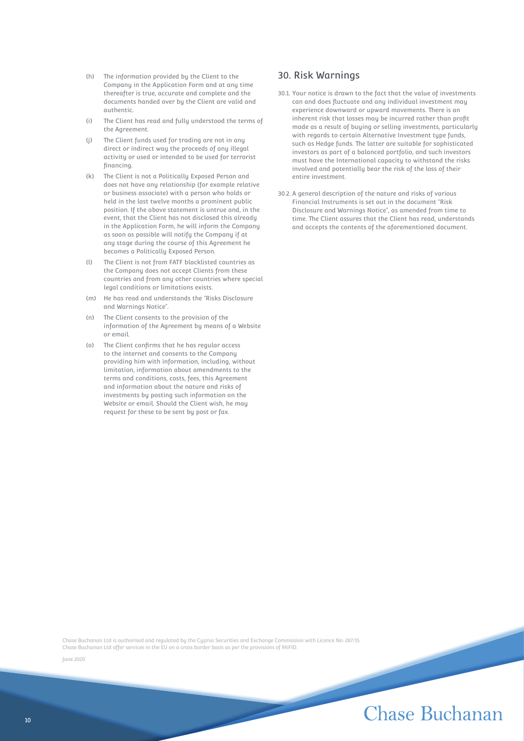(h) The information provided by the Client to the Company in the Application Form and at any time thereafter is true, accurate and complete and the documents handed over by the Client are valid and authentic.

(i) The Client has read and fully understood the terms of the Agreement.

(j) The Client funds used for trading are not in any direct or indirect way the proceeds of any illegal activity or used or intended to be used for terrorist financing.

(k) The Client is not a Politically Exposed Person and does not have any relationship (for example relative or business associate) with a person who holds or held in the last twelve months a prominent public position. If the above statement is untrue and, in the event, that the Client has not disclosed this already in the Application Form, he will inform the Company as soon as possible will notify the Company if at any stage during the course of this Agreement he becomes a Politically Exposed Person.

(l) The Client is not from FATF blacklisted countries as the Company does not accept Clients from these countries and from any other countries where special legal conditions or limitations exists.

(m) He has read and understands the "Risks Disclosure and Warnings Notice".

(n) The Client consents to the provision of the information of the Agreement by means of a Website or email.

(o) The Client confirms that he has regular access to the internet and consents to the Company providing him with information, including, without limitation, information about amendments to the terms and conditions, costs, fees, this Agreement and information about the nature and risks of investments by posting such information on the Website or email. Should the Client wish, he may request for these to be sent by post or fax.

## 30. Risk Warnings

30.1. Your notice is drawn to the fact that the value of investments can and does fluctuate and any individual investment may experience downward or upward movements. There is an inherent risk that losses may be incurred rather than profit made as a result of buying or selling investments, particularly with regards to certain Alternative Investment type funds, such as Hedge funds. The latter are suitable for sophisticated investors as part of a balanced portfolio, and such investors must have the International capacity to withstand the risks involved and potentially bear the risk of the loss of their entire investment.

30.2. A general description of the nature and risks of various Financial Instruments is set out in the document "Risk Disclosure and Warnings Notice", as amended from time to time. The Client assures that the Client has read, understands and accepts the contents of the aforementioned document.

Chase Buchanan Ltd is authorised and regulated by the Cyprus Securities and Exchange Commission with Licence No: 287/15.
Chase Buchanan Ltd offer services in the EU on a cross border basis as per the provisions of MiFID.

June 2020

Chase Buchanan